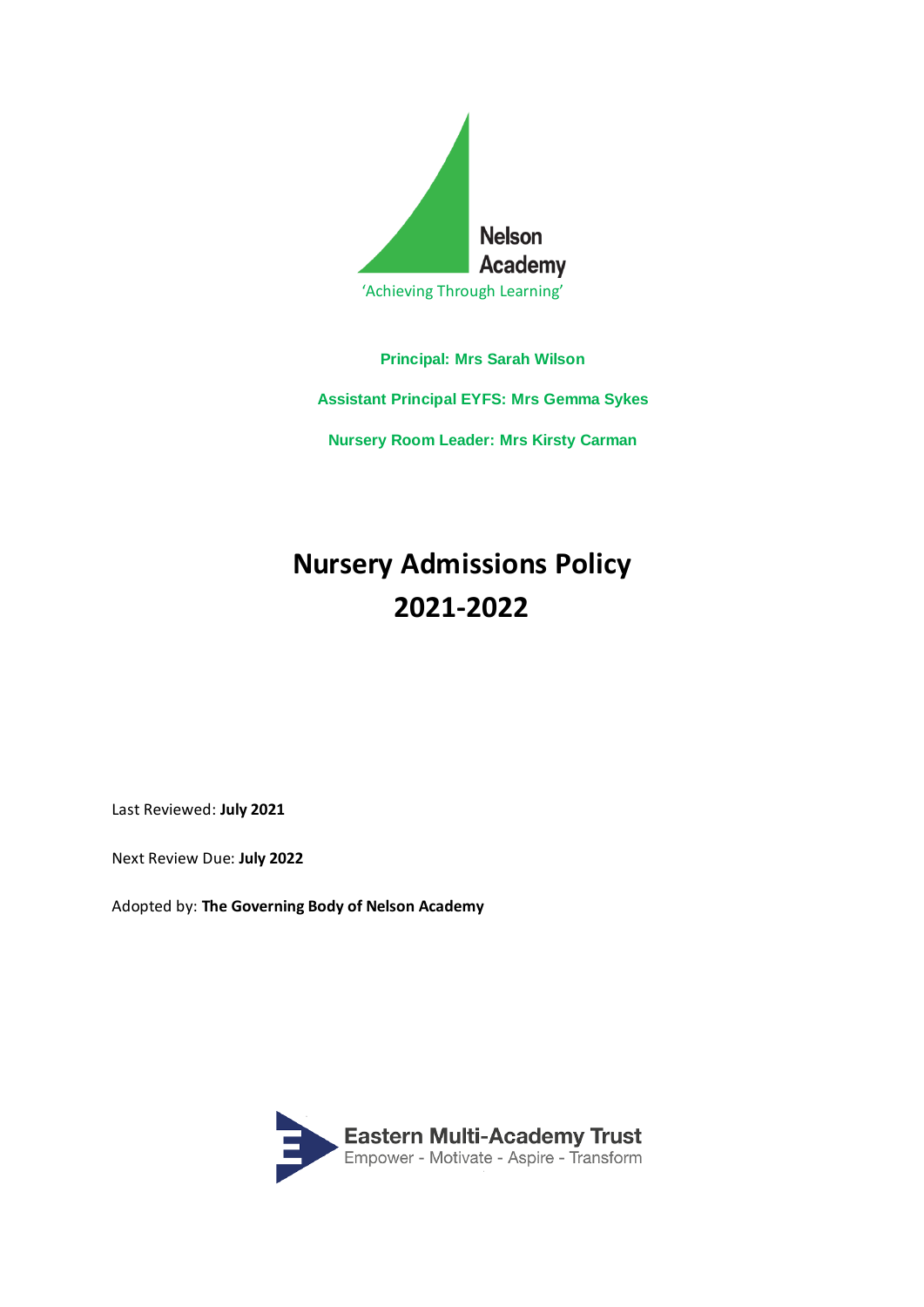Nelson Academy

'Achieving Through Learning'

**Principal: Mrs Sarah Wilson**

**Assistant Principal EYFS: Mrs Gemma Sykes**

**Nursery Room Leader: Mrs Kirsty Carman**

# Nursery Admissions Policy 2021-2022

Last Reviewed: **July 2021**

Next Review Due: **July 2022**

Adopted by: **The Governing Body of Nelson Academy**

Eastern Multi-Academy Trust

Empower - Motivate - Aspire - Transform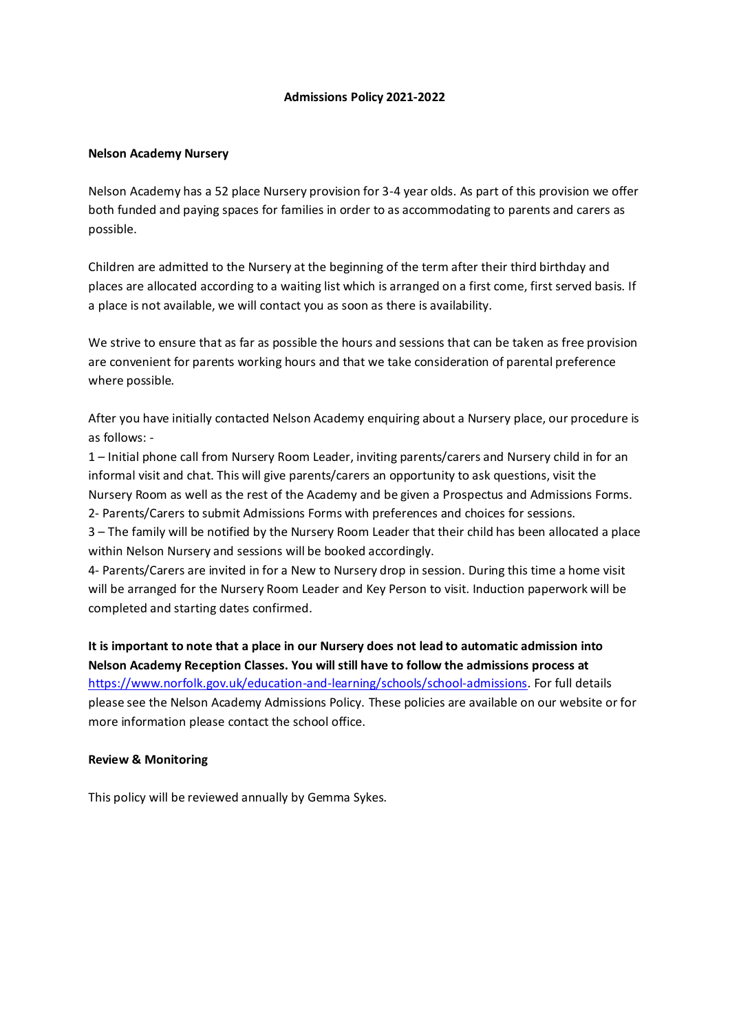**Admissions Policy 2021-2022**

**Nelson Academy Nursery**

Nelson Academy has a 52 place Nursery provision for 3-4 year olds. As part of this provision we offer both funded and paying spaces for families in order to as accommodating to parents and carers as possible.

Children are admitted to the Nursery at the beginning of the term after their third birthday and places are allocated according to a waiting list which is arranged on a first come, first served basis. If a place is not available, we will contact you as soon as there is availability.

We strive to ensure that as far as possible the hours and sessions that can be taken as free provision are convenient for parents working hours and that we take consideration of parental preference where possible.

After you have initially contacted Nelson Academy enquiring about a Nursery place, our procedure is as follows: -
1 – Initial phone call from Nursery Room Leader, inviting parents/carers and Nursery child in for an informal visit and chat. This will give parents/carers an opportunity to ask questions, visit the Nursery Room as well as the rest of the Academy and be given a Prospectus and Admissions Forms.
2- Parents/Carers to submit Admissions Forms with preferences and choices for sessions.
3 – The family will be notified by the Nursery Room Leader that their child has been allocated a place within Nelson Nursery and sessions will be booked accordingly.
4- Parents/Carers are invited in for a New to Nursery drop in session. During this time a home visit will be arranged for the Nursery Room Leader and Key Person to visit. Induction paperwork will be completed and starting dates confirmed.

**It is important to note that a place in our Nursery does not lead to automatic admission into Nelson Academy Reception Classes. You will still have to follow the admissions process at** https://www.norfolk.gov.uk/education-and-learning/schools/school-admissions. For full details please see the Nelson Academy Admissions Policy. These policies are available on our website or for more information please contact the school office.

**Review & Monitoring**

This policy will be reviewed annually by Gemma Sykes.